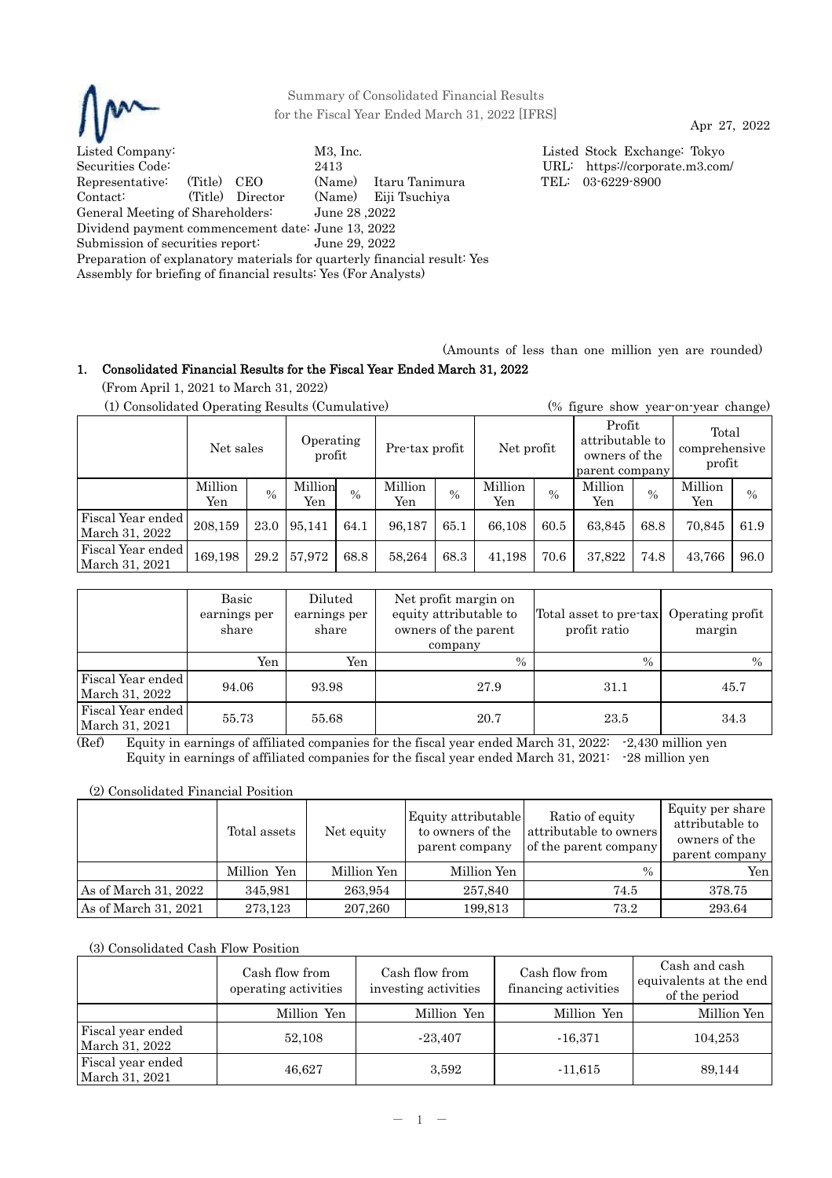Summary of Consolidated Financial Results
for the Fiscal Year Ended March 31, 2022 [IFRS]

Apr 27, 2022

Listed Company: M3, Inc.
Listed Stock Exchange: Tokyo
Securities Code: 2413
URL: https://corporate.m3.com/
Representative: (Title) CEO (Name) Itaru Tanimura
TEL: 03-6229-8900
Contact: (Title) Director (Name) Eiji Tsuchiya
General Meeting of Shareholders: June 28 ,2022
Dividend payment commencement date: June 13, 2022
Submission of securities report: June 29, 2022
Preparation of explanatory materials for quarterly financial result: Yes
Assembly for briefing of financial results: Yes (For Analysts)

(Amounts of less than one million yen are rounded)

## 1. Consolidated Financial Results for the Fiscal Year Ended March 31, 2022

(From April 1, 2021 to March 31, 2022)

(1) Consolidated Operating Results (Cumulative) (% figure show year-on-year change)

| | Net sales | | Operating profit | | Pre-tax profit | | Net profit | | Profit attributable to owners of the parent company | | Total comprehensive profit | |
|---|---|---|---|---|---|---|---|---|---|---|---|---|
| | Million Yen | % | Million Yen | % | Million Yen | % | Million Yen | % | Million Yen | % | Million Yen | % |
| Fiscal Year ended March 31, 2022 | 208,159 | 23.0 | 95,141 | 64.1 | 96,187 | 65.1 | 66,108 | 60.5 | 63,845 | 68.8 | 70,845 | 61.9 |
| Fiscal Year ended March 31, 2021 | 169,198 | 29.2 | 57,972 | 68.8 | 58,264 | 68.3 | 41,198 | 70.6 | 37,822 | 74.8 | 43,766 | 96.0 |

| | Basic earnings per share | Diluted earnings per share | Net profit margin on equity attributable to owners of the parent company | Total asset to pre-tax profit ratio | Operating profit margin |
|---|---|---|---|---|---|
| | Yen | Yen | % | % | % |
| Fiscal Year ended March 31, 2022 | 94.06 | 93.98 | 27.9 | 31.1 | 45.7 |
| Fiscal Year ended March 31, 2021 | 55.73 | 55.68 | 20.7 | 23.5 | 34.3 |

(Ref) Equity in earnings of affiliated companies for the fiscal year ended March 31, 2022: -2,430 million yen
Equity in earnings of affiliated companies for the fiscal year ended March 31, 2021: -28 million yen

(2) Consolidated Financial Position

| | Total assets | Net equity | Equity attributable to owners of the parent company | Ratio of equity attributable to owners of the parent company | Equity per share attributable to owners of the parent company |
|---|---|---|---|---|---|
| | Million Yen | Million Yen | Million Yen | % | Yen |
| As of March 31, 2022 | 345,981 | 263,954 | 257,840 | 74.5 | 378.75 |
| As of March 31, 2021 | 273,123 | 207,260 | 199,813 | 73.2 | 293.64 |

(3) Consolidated Cash Flow Position

| | Cash flow from operating activities | Cash flow from investing activities | Cash flow from financing activities | Cash and cash equivalents at the end of the period |
|---|---|---|---|---|
| | Million Yen | Million Yen | Million Yen | Million Yen |
| Fiscal year ended March 31, 2022 | 52,108 | -23,407 | -16,371 | 104,253 |
| Fiscal year ended March 31, 2021 | 46,627 | 3,592 | -11,615 | 89,144 |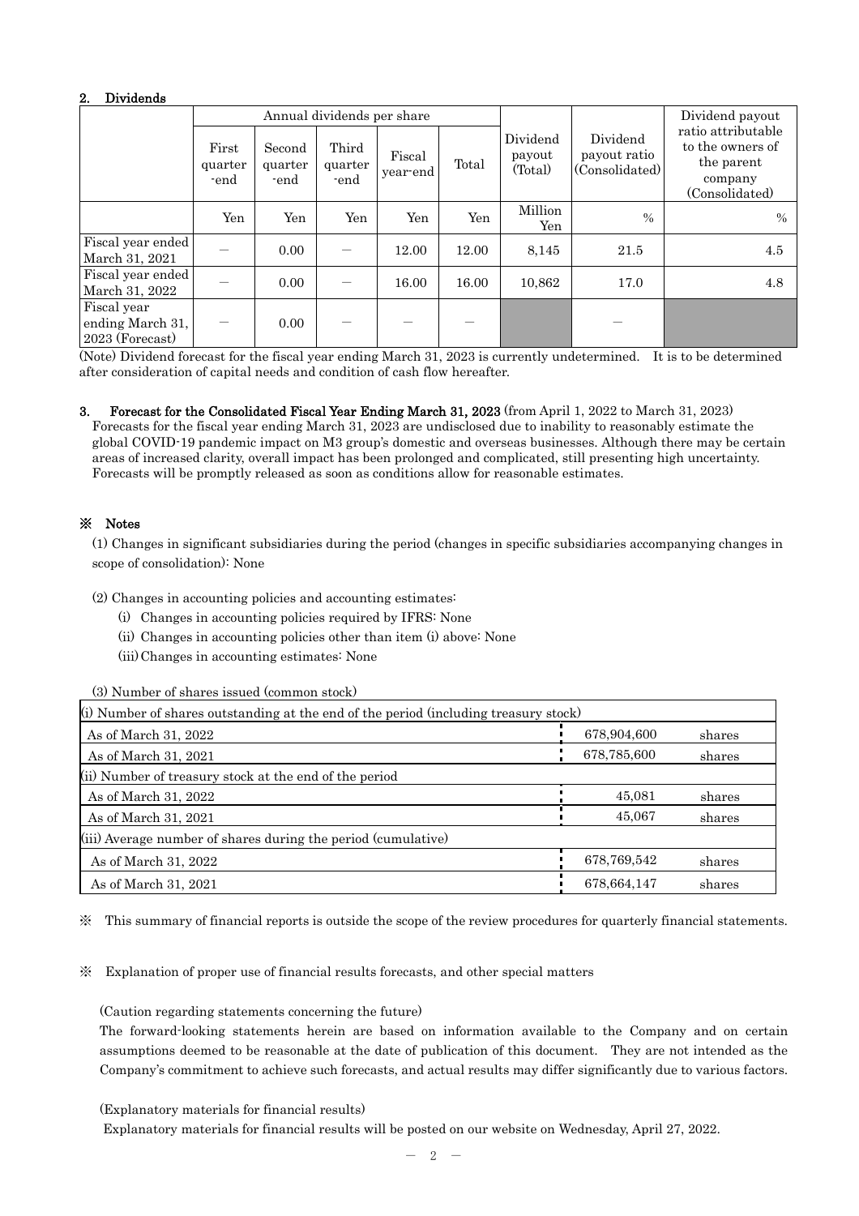## 2. Dividends

| | Annual dividends per share | | | | | Dividend payout (Total) | Dividend payout ratio (Consolidated) | Dividend payout ratio attributable to the owners of the parent company (Consolidated) |
|---|---|---|---|---|---|---|---|---|
| | First quarter -end | Second quarter -end | Third quarter -end | Fiscal year-end | Total | | | |
| | Yen | Yen | Yen | Yen | Yen | Million Yen | % | % |
| Fiscal year ended March 31, 2021 | － | 0.00 | － | 12.00 | 12.00 | 8,145 | 21.5 | 4.5 |
| Fiscal year ended March 31, 2022 | － | 0.00 | － | 16.00 | 16.00 | 10,862 | 17.0 | 4.8 |
| Fiscal year ending March 31, 2023 (Forecast) | － | 0.00 | － | － | － | | － | |

(Note) Dividend forecast for the fiscal year ending March 31, 2023 is currently undetermined. It is to be determined after consideration of capital needs and condition of cash flow hereafter.

## 3. Forecast for the Consolidated Fiscal Year Ending March 31, 2023 (from April 1, 2022 to March 31, 2023)

Forecasts for the fiscal year ending March 31, 2023 are undisclosed due to inability to reasonably estimate the global COVID-19 pandemic impact on M3 group's domestic and overseas businesses. Although there may be certain areas of increased clarity, overall impact has been prolonged and complicated, still presenting high uncertainty. Forecasts will be promptly released as soon as conditions allow for reasonable estimates.

## ※ Notes

(1) Changes in significant subsidiaries during the period (changes in specific subsidiaries accompanying changes in scope of consolidation): None

(2) Changes in accounting policies and accounting estimates:

(i) Changes in accounting policies required by IFRS: None

(ii) Changes in accounting policies other than item (i) above: None

(iii) Changes in accounting estimates: None

(3) Number of shares issued (common stock)

| (i) Number of shares outstanding at the end of the period (including treasury stock) | | |
|---|---|---|
| As of March 31, 2022 | 678,904,600 | shares |
| As of March 31, 2021 | 678,785,600 | shares |
| **(ii) Number of treasury stock at the end of the period** | | |
| As of March 31, 2022 | 45,081 | shares |
| As of March 31, 2021 | 45,067 | shares |
| **(iii) Average number of shares during the period (cumulative)** | | |
| As of March 31, 2022 | 678,769,542 | shares |
| As of March 31, 2021 | 678,664,147 | shares |

※ This summary of financial reports is outside the scope of the review procedures for quarterly financial statements.

※ Explanation of proper use of financial results forecasts, and other special matters

(Caution regarding statements concerning the future)

The forward-looking statements herein are based on information available to the Company and on certain assumptions deemed to be reasonable at the date of publication of this document. They are not intended as the Company's commitment to achieve such forecasts, and actual results may differ significantly due to various factors.

(Explanatory materials for financial results)

Explanatory materials for financial results will be posted on our website on Wednesday, April 27, 2022.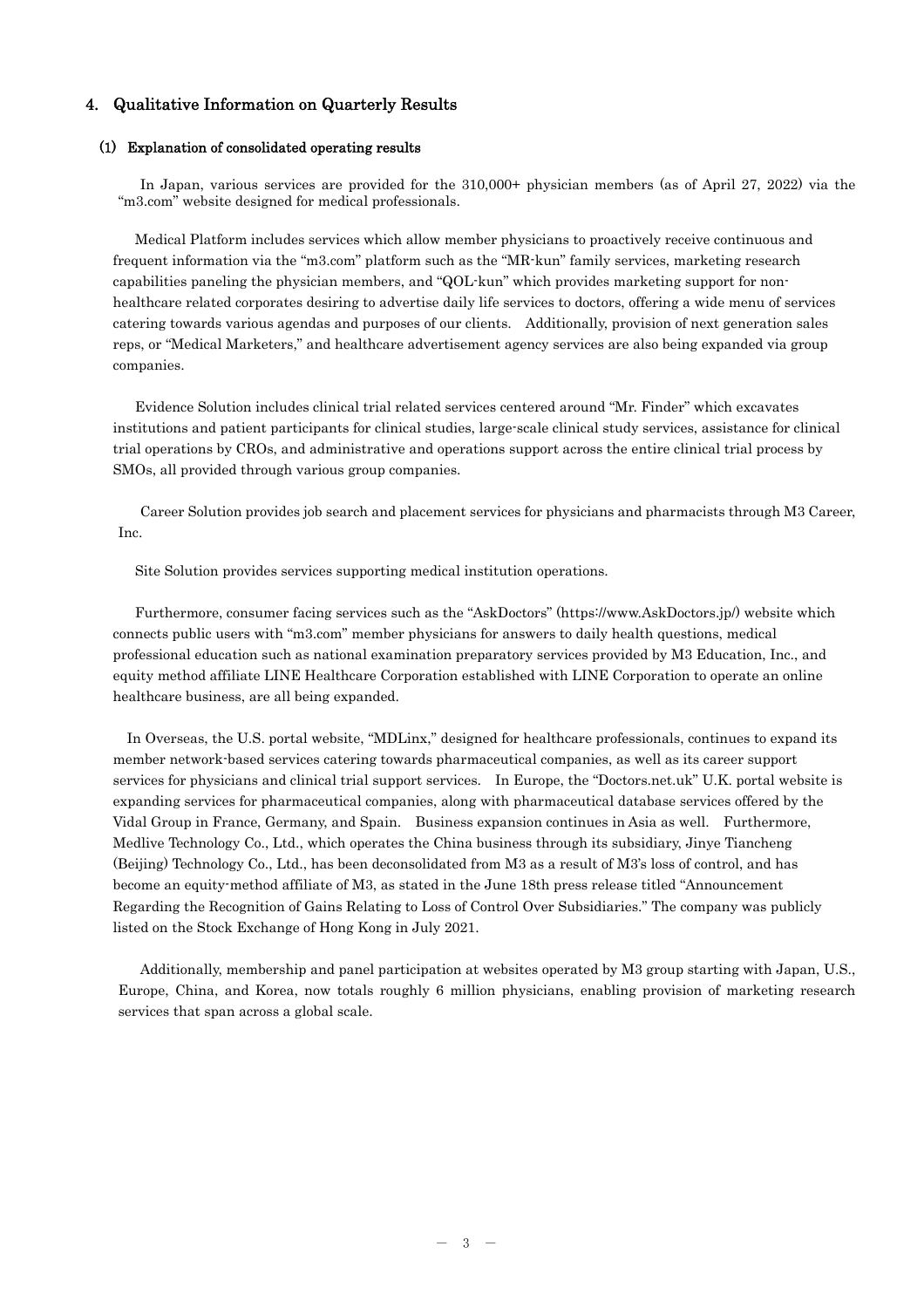## 4. Qualitative Information on Quarterly Results

### (1) Explanation of consolidated operating results

In Japan, various services are provided for the 310,000+ physician members (as of April 27, 2022) via the "m3.com" website designed for medical professionals.

Medical Platform includes services which allow member physicians to proactively receive continuous and frequent information via the "m3.com" platform such as the "MR-kun" family services, marketing research capabilities paneling the physician members, and "QOL-kun" which provides marketing support for non-healthcare related corporates desiring to advertise daily life services to doctors, offering a wide menu of services catering towards various agendas and purposes of our clients. Additionally, provision of next generation sales reps, or "Medical Marketers," and healthcare advertisement agency services are also being expanded via group companies.

Evidence Solution includes clinical trial related services centered around "Mr. Finder" which excavates institutions and patient participants for clinical studies, large-scale clinical study services, assistance for clinical trial operations by CROs, and administrative and operations support across the entire clinical trial process by SMOs, all provided through various group companies.

Career Solution provides job search and placement services for physicians and pharmacists through M3 Career, Inc.

Site Solution provides services supporting medical institution operations.

Furthermore, consumer facing services such as the "AskDoctors" (https://www.AskDoctors.jp/) website which connects public users with "m3.com" member physicians for answers to daily health questions, medical professional education such as national examination preparatory services provided by M3 Education, Inc., and equity method affiliate LINE Healthcare Corporation established with LINE Corporation to operate an online healthcare business, are all being expanded.

In Overseas, the U.S. portal website, "MDLinx," designed for healthcare professionals, continues to expand its member network-based services catering towards pharmaceutical companies, as well as its career support services for physicians and clinical trial support services. In Europe, the "Doctors.net.uk" U.K. portal website is expanding services for pharmaceutical companies, along with pharmaceutical database services offered by the Vidal Group in France, Germany, and Spain. Business expansion continues in Asia as well. Furthermore, Medlive Technology Co., Ltd., which operates the China business through its subsidiary, Jinye Tiancheng (Beijing) Technology Co., Ltd., has been deconsolidated from M3 as a result of M3's loss of control, and has become an equity-method affiliate of M3, as stated in the June 18th press release titled "Announcement Regarding the Recognition of Gains Relating to Loss of Control Over Subsidiaries." The company was publicly listed on the Stock Exchange of Hong Kong in July 2021.

Additionally, membership and panel participation at websites operated by M3 group starting with Japan, U.S., Europe, China, and Korea, now totals roughly 6 million physicians, enabling provision of marketing research services that span across a global scale.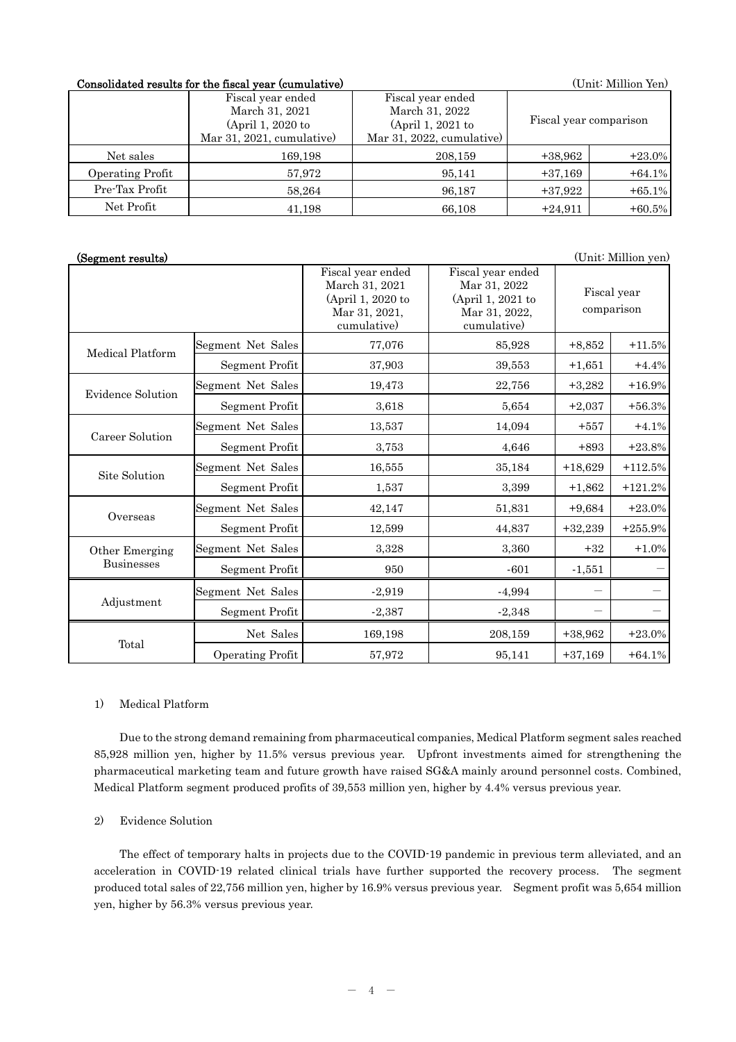**Consolidated results for the fiscal year (cumulative)**

(Unit: Million Yen)

| | Fiscal year ended March 31, 2021 (April 1, 2020 to Mar 31, 2021, cumulative) | Fiscal year ended March 31, 2022 (April 1, 2021 to Mar 31, 2022, cumulative) | Fiscal year comparison | |
|---|---|---|---|---|
| Net sales | 169,198 | 208,159 | +38,962 | +23.0% |
| Operating Profit | 57,972 | 95,141 | +37,169 | +64.1% |
| Pre-Tax Profit | 58,264 | 96,187 | +37,922 | +65.1% |
| Net Profit | 41,198 | 66,108 | +24,911 | +60.5% |

**(Segment results)**

(Unit: Million yen)

| | | Fiscal year ended March 31, 2021 (April 1, 2020 to Mar 31, 2021, cumulative) | Fiscal year ended Mar 31, 2022 (April 1, 2021 to Mar 31, 2022, cumulative) | Fiscal year comparison | |
|---|---|---|---|---|---|
| Medical Platform | Segment Net Sales | 77,076 | 85,928 | +8,852 | +11.5% |
| | Segment Profit | 37,903 | 39,553 | +1,651 | +4.4% |
| Evidence Solution | Segment Net Sales | 19,473 | 22,756 | +3,282 | +16.9% |
| | Segment Profit | 3,618 | 5,654 | +2,037 | +56.3% |
| Career Solution | Segment Net Sales | 13,537 | 14,094 | +557 | +4.1% |
| | Segment Profit | 3,753 | 4,646 | +893 | +23.8% |
| Site Solution | Segment Net Sales | 16,555 | 35,184 | +18,629 | +112.5% |
| | Segment Profit | 1,537 | 3,399 | +1,862 | +121.2% |
| Overseas | Segment Net Sales | 42,147 | 51,831 | +9,684 | +23.0% |
| | Segment Profit | 12,599 | 44,837 | +32,239 | +255.9% |
| Other Emerging Businesses | Segment Net Sales | 3,328 | 3,360 | +32 | +1.0% |
| | Segment Profit | 950 | -601 | -1,551 | — |
| Adjustment | Segment Net Sales | -2,919 | -4,994 | — | — |
| | Segment Profit | -2,387 | -2,348 | — | — |
| Total | Net Sales | 169,198 | 208,159 | +38,962 | +23.0% |
| | Operating Profit | 57,972 | 95,141 | +37,169 | +64.1% |

1) Medical Platform

Due to the strong demand remaining from pharmaceutical companies, Medical Platform segment sales reached 85,928 million yen, higher by 11.5% versus previous year. Upfront investments aimed for strengthening the pharmaceutical marketing team and future growth have raised SG&A mainly around personnel costs. Combined, Medical Platform segment produced profits of 39,553 million yen, higher by 4.4% versus previous year.

2) Evidence Solution

The effect of temporary halts in projects due to the COVID-19 pandemic in previous term alleviated, and an acceleration in COVID-19 related clinical trials have further supported the recovery process. The segment produced total sales of 22,756 million yen, higher by 16.9% versus previous year. Segment profit was 5,654 million yen, higher by 56.3% versus previous year.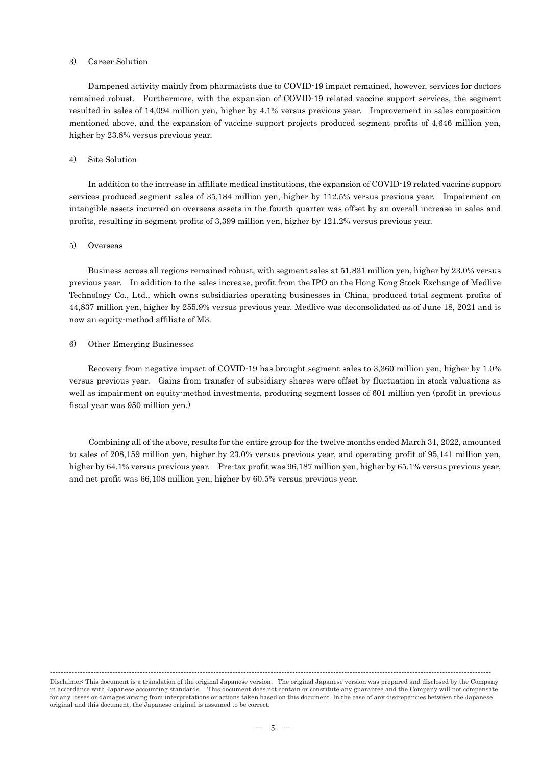3) Career Solution

Dampened activity mainly from pharmacists due to COVID-19 impact remained, however, services for doctors remained robust. Furthermore, with the expansion of COVID-19 related vaccine support services, the segment resulted in sales of 14,094 million yen, higher by 4.1% versus previous year. Improvement in sales composition mentioned above, and the expansion of vaccine support projects produced segment profits of 4,646 million yen, higher by 23.8% versus previous year.

4) Site Solution

In addition to the increase in affiliate medical institutions, the expansion of COVID-19 related vaccine support services produced segment sales of 35,184 million yen, higher by 112.5% versus previous year. Impairment on intangible assets incurred on overseas assets in the fourth quarter was offset by an overall increase in sales and profits, resulting in segment profits of 3,399 million yen, higher by 121.2% versus previous year.

5) Overseas

Business across all regions remained robust, with segment sales at 51,831 million yen, higher by 23.0% versus previous year. In addition to the sales increase, profit from the IPO on the Hong Kong Stock Exchange of Medlive Technology Co., Ltd., which owns subsidiaries operating businesses in China, produced total segment profits of 44,837 million yen, higher by 255.9% versus previous year. Medlive was deconsolidated as of June 18, 2021 and is now an equity-method affiliate of M3.

6) Other Emerging Businesses

Recovery from negative impact of COVID-19 has brought segment sales to 3,360 million yen, higher by 1.0% versus previous year. Gains from transfer of subsidiary shares were offset by fluctuation in stock valuations as well as impairment on equity-method investments, producing segment losses of 601 million yen (profit in previous fiscal year was 950 million yen.)

Combining all of the above, results for the entire group for the twelve months ended March 31, 2022, amounted to sales of 208,159 million yen, higher by 23.0% versus previous year, and operating profit of 95,141 million yen, higher by 64.1% versus previous year. Pre-tax profit was 96,187 million yen, higher by 65.1% versus previous year, and net profit was 66,108 million yen, higher by 60.5% versus previous year.

---

Disclaimer: This document is a translation of the original Japanese version. The original Japanese version was prepared and disclosed by the Company in accordance with Japanese accounting standards. This document does not contain or constitute any guarantee and the Company will not compensate for any losses or damages arising from interpretations or actions taken based on this document. In the case of any discrepancies between the Japanese original and this document, the Japanese original is assumed to be correct.